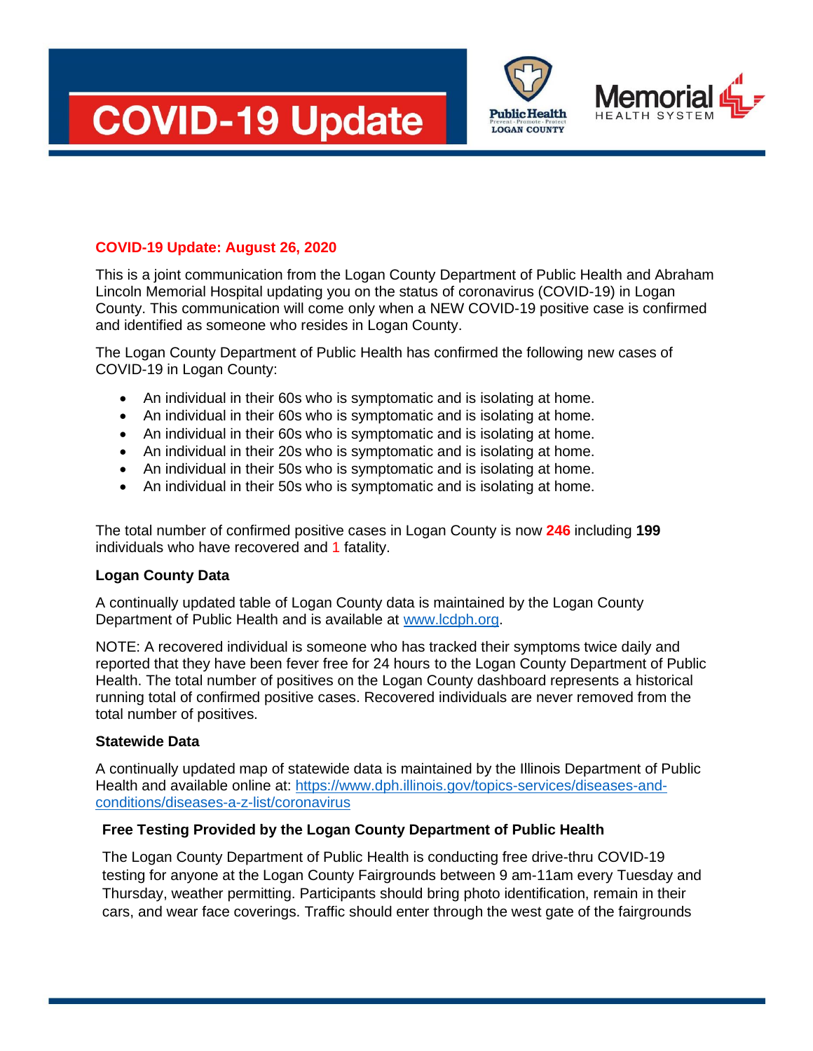# COVID-19 Update

Public Health LOGAN COUNTY

Memorial HEALTH SYSTEM

**COVID-19 Update: August 26, 2020**

This is a joint communication from the Logan County Department of Public Health and Abraham Lincoln Memorial Hospital updating you on the status of coronavirus (COVID-19) in Logan County. This communication will come only when a NEW COVID-19 positive case is confirmed and identified as someone who resides in Logan County.

The Logan County Department of Public Health has confirmed the following new cases of COVID-19 in Logan County:

- An individual in their 60s who is symptomatic and is isolating at home.
- An individual in their 60s who is symptomatic and is isolating at home.
- An individual in their 60s who is symptomatic and is isolating at home.
- An individual in their 20s who is symptomatic and is isolating at home.
- An individual in their 50s who is symptomatic and is isolating at home.
- An individual in their 50s who is symptomatic and is isolating at home.

The total number of confirmed positive cases in Logan County is now **246** including **199** individuals who have recovered and 1 fatality.

**Logan County Data**

A continually updated table of Logan County data is maintained by the Logan County Department of Public Health and is available at www.lcdph.org.

NOTE: A recovered individual is someone who has tracked their symptoms twice daily and reported that they have been fever free for 24 hours to the Logan County Department of Public Health. The total number of positives on the Logan County dashboard represents a historical running total of confirmed positive cases. Recovered individuals are never removed from the total number of positives.

**Statewide Data**

A continually updated map of statewide data is maintained by the Illinois Department of Public Health and available online at: https://www.dph.illinois.gov/topics-services/diseases-and-conditions/diseases-a-z-list/coronavirus

**Free Testing Provided by the Logan County Department of Public Health**

The Logan County Department of Public Health is conducting free drive-thru COVID-19 testing for anyone at the Logan County Fairgrounds between 9 am-11am every Tuesday and Thursday, weather permitting. Participants should bring photo identification, remain in their cars, and wear face coverings. Traffic should enter through the west gate of the fairgrounds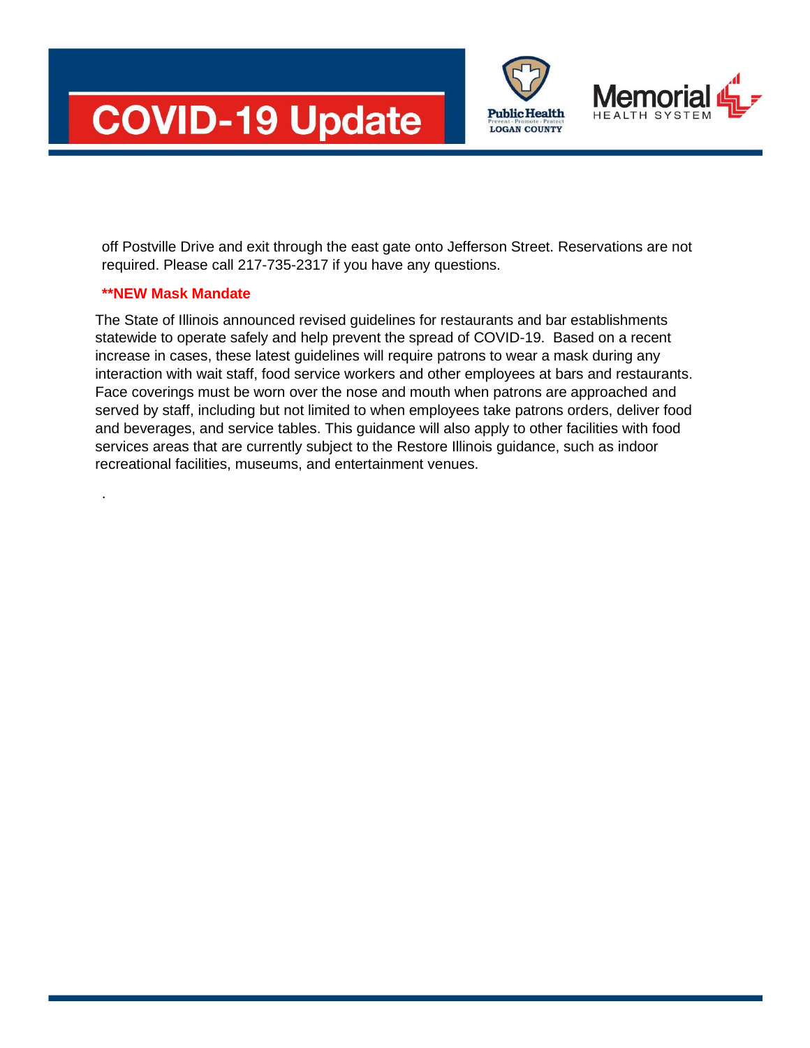off Postville Drive and exit through the east gate onto Jefferson Street. Reservations are not required. Please call 217-735-2317 if you have any questions.

**\*\*NEW Mask Mandate**

The State of Illinois announced revised guidelines for restaurants and bar establishments statewide to operate safely and help prevent the spread of COVID-19. Based on a recent increase in cases, these latest guidelines will require patrons to wear a mask during any interaction with wait staff, food service workers and other employees at bars and restaurants. Face coverings must be worn over the nose and mouth when patrons are approached and served by staff, including but not limited to when employees take patrons orders, deliver food and beverages, and service tables. This guidance will also apply to other facilities with food services areas that are currently subject to the Restore Illinois guidance, such as indoor recreational facilities, museums, and entertainment venues.

.